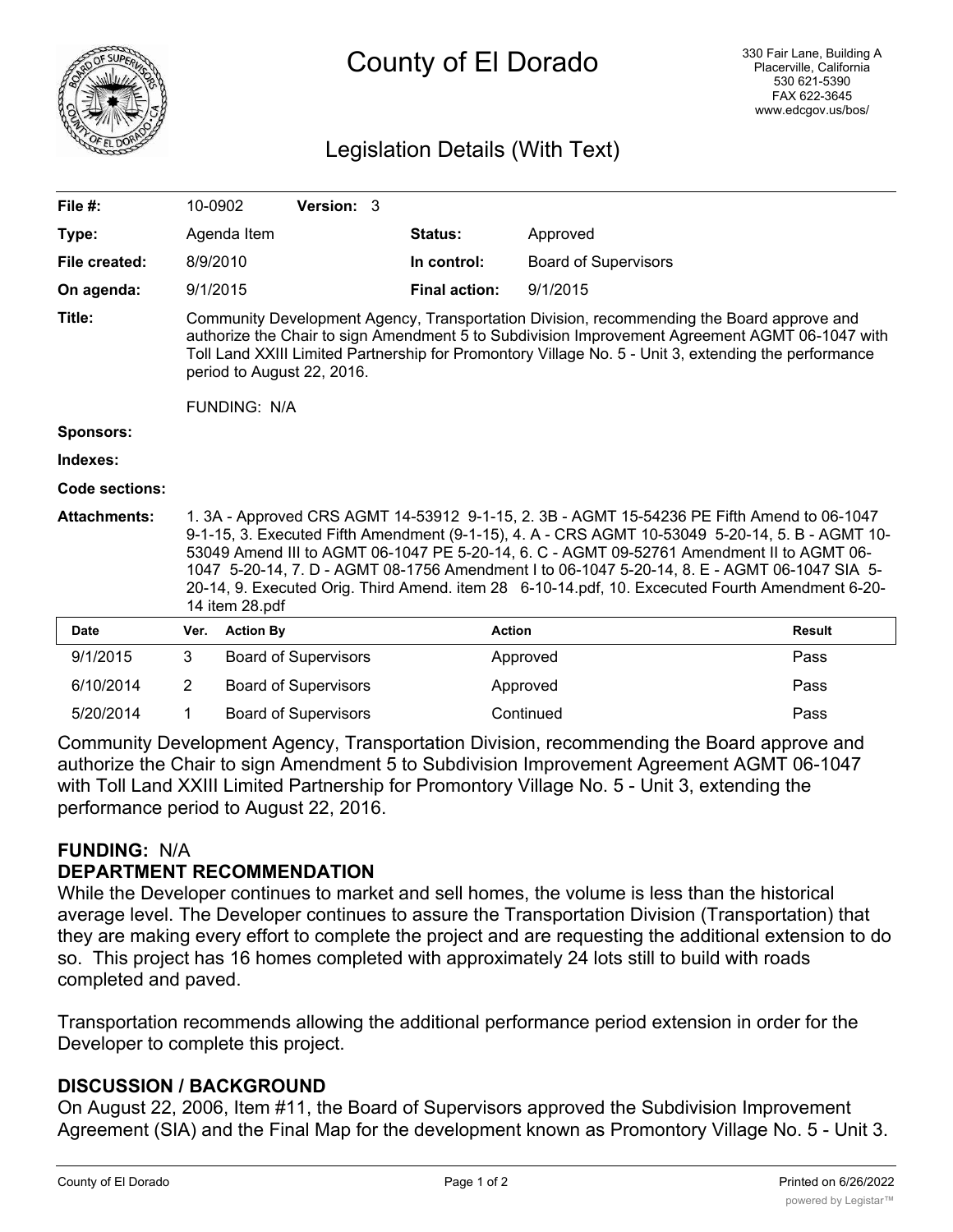# County of El Dorado

330 Fair Lane, Building A
Placerville, California
530 621-5390
FAX 622-3645
www.edcgov.us/bos/

## Legislation Details (With Text)

| | | | |
|---|---|---|---|
| **File #:** | 10-0902 **Version:** 3 | | |
| **Type:** | Agenda Item | **Status:** | Approved |
| **File created:** | 8/9/2010 | **In control:** | Board of Supervisors |
| **On agenda:** | 9/1/2015 | **Final action:** | 9/1/2015 |

**Title:** Community Development Agency, Transportation Division, recommending the Board approve and authorize the Chair to sign Amendment 5 to Subdivision Improvement Agreement AGMT 06-1047 with Toll Land XXIII Limited Partnership for Promontory Village No. 5 - Unit 3, extending the performance period to August 22, 2016.

FUNDING: N/A

**Sponsors:**

**Indexes:**

**Code sections:**

**Attachments:** 1. 3A - Approved CRS AGMT 14-53912 9-1-15, 2. 3B - AGMT 15-54236 PE Fifth Amend to 06-1047 9-1-15, 3. Executed Fifth Amendment (9-1-15), 4. A - CRS AGMT 10-53049 5-20-14, 5. B - AGMT 10-53049 Amend III to AGMT 06-1047 PE 5-20-14, 6. C - AGMT 09-52761 Amendment II to AGMT 06-1047 5-20-14, 7. D - AGMT 08-1756 Amendment I to 06-1047 5-20-14, 8. E - AGMT 06-1047 SIA 5-20-14, 9. Executed Orig. Third Amend. item 28 6-10-14.pdf, 10. Excecuted Fourth Amendment 6-20-14 item 28.pdf

| Date | Ver. | Action By | Action | Result |
|---|---|---|---|---|
| 9/1/2015 | 3 | Board of Supervisors | Approved | Pass |
| 6/10/2014 | 2 | Board of Supervisors | Approved | Pass |
| 5/20/2014 | 1 | Board of Supervisors | Continued | Pass |

Community Development Agency, Transportation Division, recommending the Board approve and authorize the Chair to sign Amendment 5 to Subdivision Improvement Agreement AGMT 06-1047 with Toll Land XXIII Limited Partnership for Promontory Village No. 5 - Unit 3, extending the performance period to August 22, 2016.

**FUNDING:** N/A

**DEPARTMENT RECOMMENDATION**

While the Developer continues to market and sell homes, the volume is less than the historical average level. The Developer continues to assure the Transportation Division (Transportation) that they are making every effort to complete the project and are requesting the additional extension to do so. This project has 16 homes completed with approximately 24 lots still to build with roads completed and paved.

Transportation recommends allowing the additional performance period extension in order for the Developer to complete this project.

**DISCUSSION / BACKGROUND**

On August 22, 2006, Item #11, the Board of Supervisors approved the Subdivision Improvement Agreement (SIA) and the Final Map for the development known as Promontory Village No. 5 - Unit 3.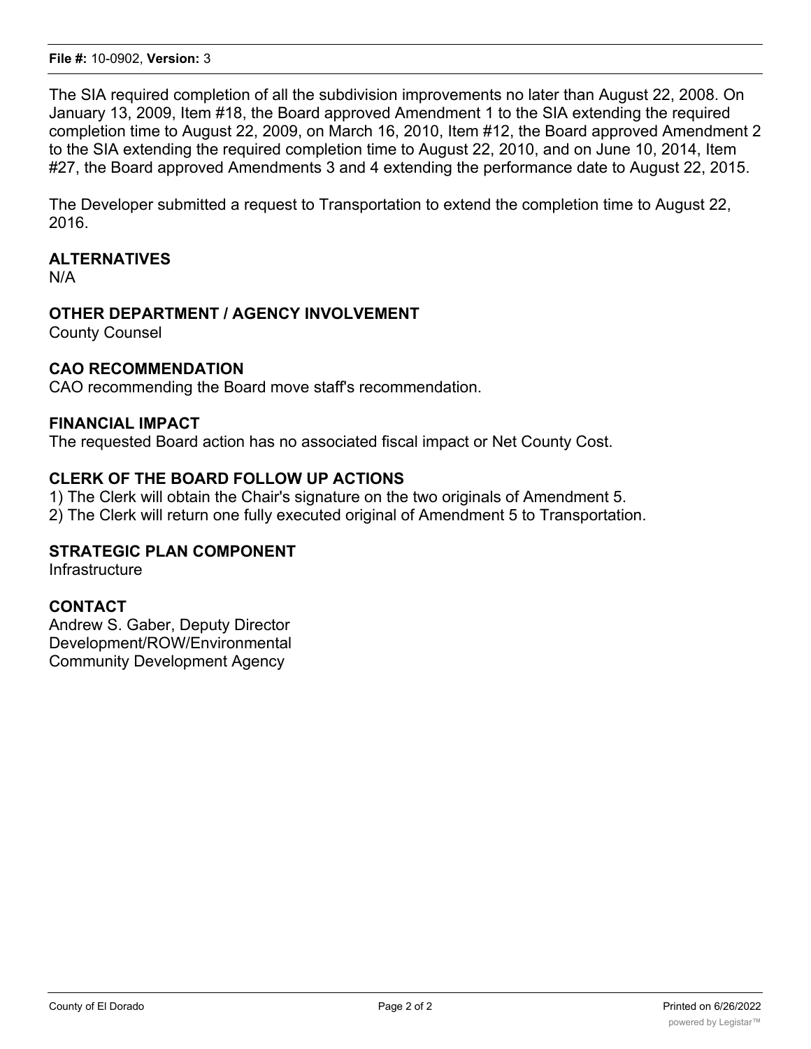The SIA required completion of all the subdivision improvements no later than August 22, 2008. On January 13, 2009, Item #18, the Board approved Amendment 1 to the SIA extending the required completion time to August 22, 2009, on March 16, 2010, Item #12, the Board approved Amendment 2 to the SIA extending the required completion time to August 22, 2010, and on June 10, 2014, Item #27, the Board approved Amendments 3 and 4 extending the performance date to August 22, 2015.

The Developer submitted a request to Transportation to extend the completion time to August 22, 2016.

## ALTERNATIVES

N/A

## OTHER DEPARTMENT / AGENCY INVOLVEMENT

County Counsel

## CAO RECOMMENDATION

CAO recommending the Board move staff's recommendation.

## FINANCIAL IMPACT

The requested Board action has no associated fiscal impact or Net County Cost.

## CLERK OF THE BOARD FOLLOW UP ACTIONS

1) The Clerk will obtain the Chair's signature on the two originals of Amendment 5.
2) The Clerk will return one fully executed original of Amendment 5 to Transportation.

## STRATEGIC PLAN COMPONENT

Infrastructure

## CONTACT

Andrew S. Gaber, Deputy Director
Development/ROW/Environmental
Community Development Agency